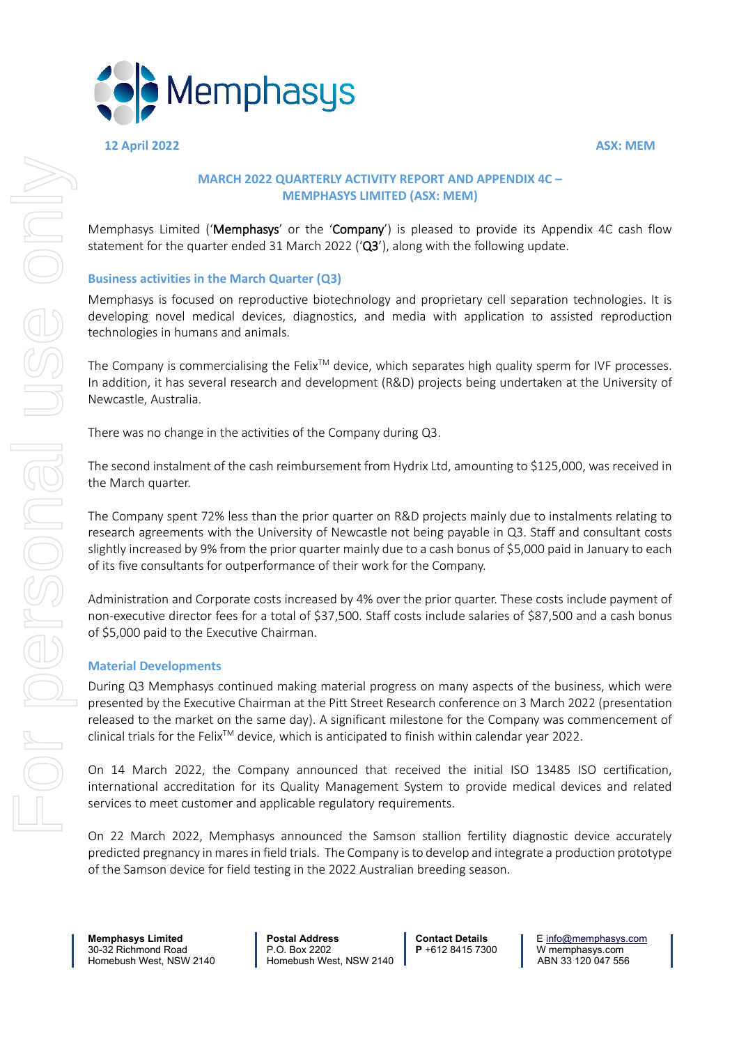12 April 2022 ASX: MEM

## MARCH 2022 QUARTERLY ACTIVITY REPORT AND APPENDIX 4C – MEMPHASYS LIMITED (ASX: MEM)

Memphasys Limited ('**Memphasys**' or the '**Company**') is pleased to provide its Appendix 4C cash flow statement for the quarter ended 31 March 2022 ('**Q3**'), along with the following update.

### Business activities in the March Quarter (Q3)

Memphasys is focused on reproductive biotechnology and proprietary cell separation technologies. It is developing novel medical devices, diagnostics, and media with application to assisted reproduction technologies in humans and animals.

The Company is commercialising the Felix™ device, which separates high quality sperm for IVF processes. In addition, it has several research and development (R&D) projects being undertaken at the University of Newcastle, Australia.

There was no change in the activities of the Company during Q3.

The second instalment of the cash reimbursement from Hydrix Ltd, amounting to $125,000, was received in the March quarter.

The Company spent 72% less than the prior quarter on R&D projects mainly due to instalments relating to research agreements with the University of Newcastle not being payable in Q3. Staff and consultant costs slightly increased by 9% from the prior quarter mainly due to a cash bonus of $5,000 paid in January to each of its five consultants for outperformance of their work for the Company.

Administration and Corporate costs increased by 4% over the prior quarter. These costs include payment of non-executive director fees for a total of $37,500. Staff costs include salaries of $87,500 and a cash bonus of $5,000 paid to the Executive Chairman.

### Material Developments

During Q3 Memphasys continued making material progress on many aspects of the business, which were presented by the Executive Chairman at the Pitt Street Research conference on 3 March 2022 (presentation released to the market on the same day). A significant milestone for the Company was commencement of clinical trials for the Felix™ device, which is anticipated to finish within calendar year 2022.

On 14 March 2022, the Company announced that received the initial ISO 13485 ISO certification, international accreditation for its Quality Management System to provide medical devices and related services to meet customer and applicable regulatory requirements.

On 22 March 2022, Memphasys announced the Samson stallion fertility diagnostic device accurately predicted pregnancy in mares in field trials. The Company is to develop and integrate a production prototype of the Samson device for field testing in the 2022 Australian breeding season.

**Memphasys Limited**
30-32 Richmond Road
Homebush West, NSW 2140

**Postal Address**
P.O. Box 2202
Homebush West, NSW 2140

**Contact Details**
**P** +612 8415 7300

E info@memphasys.com
W memphasys.com
ABN 33 120 047 556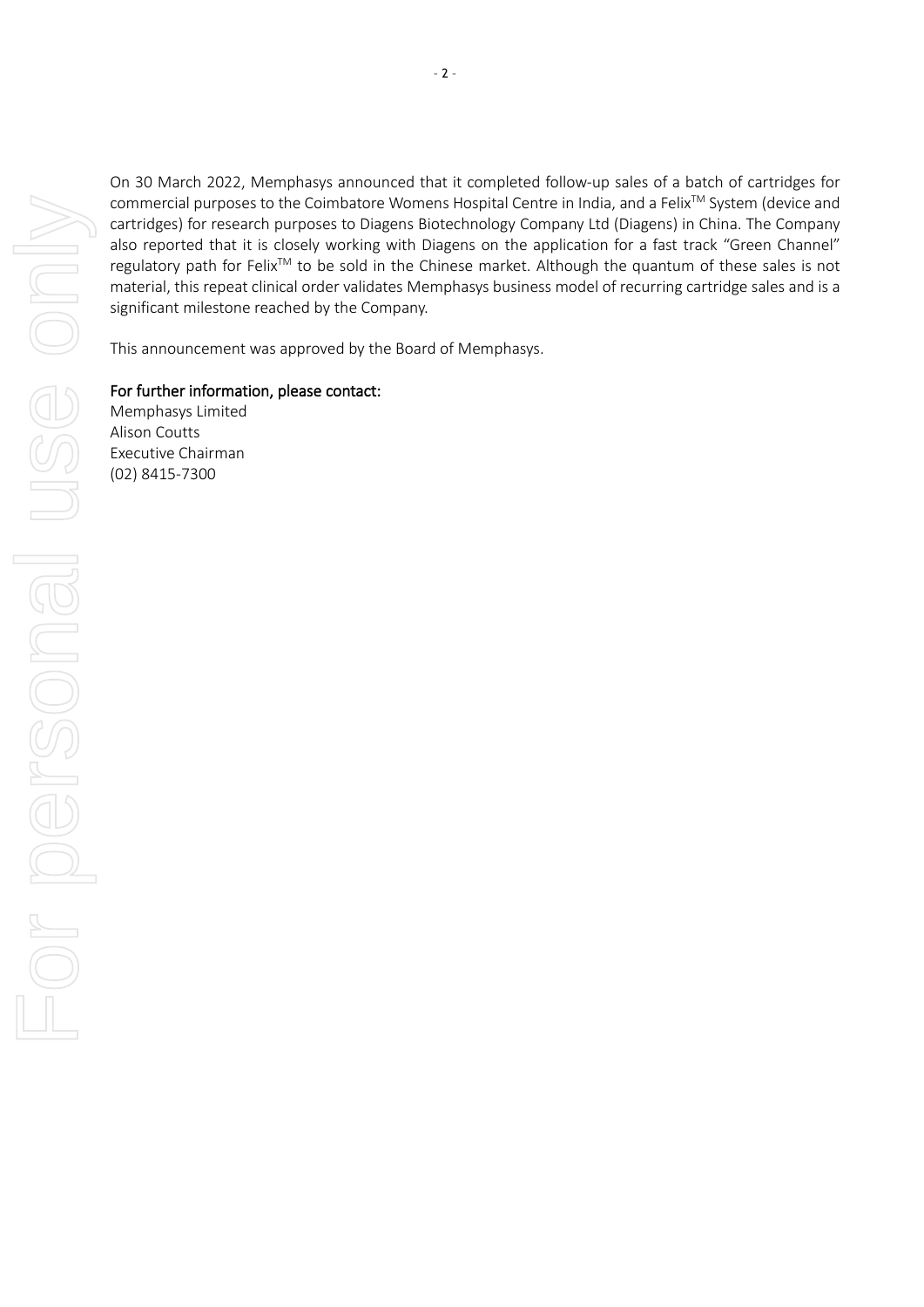On 30 March 2022, Memphasys announced that it completed follow-up sales of a batch of cartridges for commercial purposes to the Coimbatore Womens Hospital Centre in India, and a Felix™ System (device and cartridges) for research purposes to Diagens Biotechnology Company Ltd (Diagens) in China. The Company also reported that it is closely working with Diagens on the application for a fast track "Green Channel" regulatory path for Felix™ to be sold in the Chinese market. Although the quantum of these sales is not material, this repeat clinical order validates Memphasys business model of recurring cartridge sales and is a significant milestone reached by the Company.

This announcement was approved by the Board of Memphasys.

**For further information, please contact:**

Memphasys Limited
Alison Coutts
Executive Chairman
(02) 8415-7300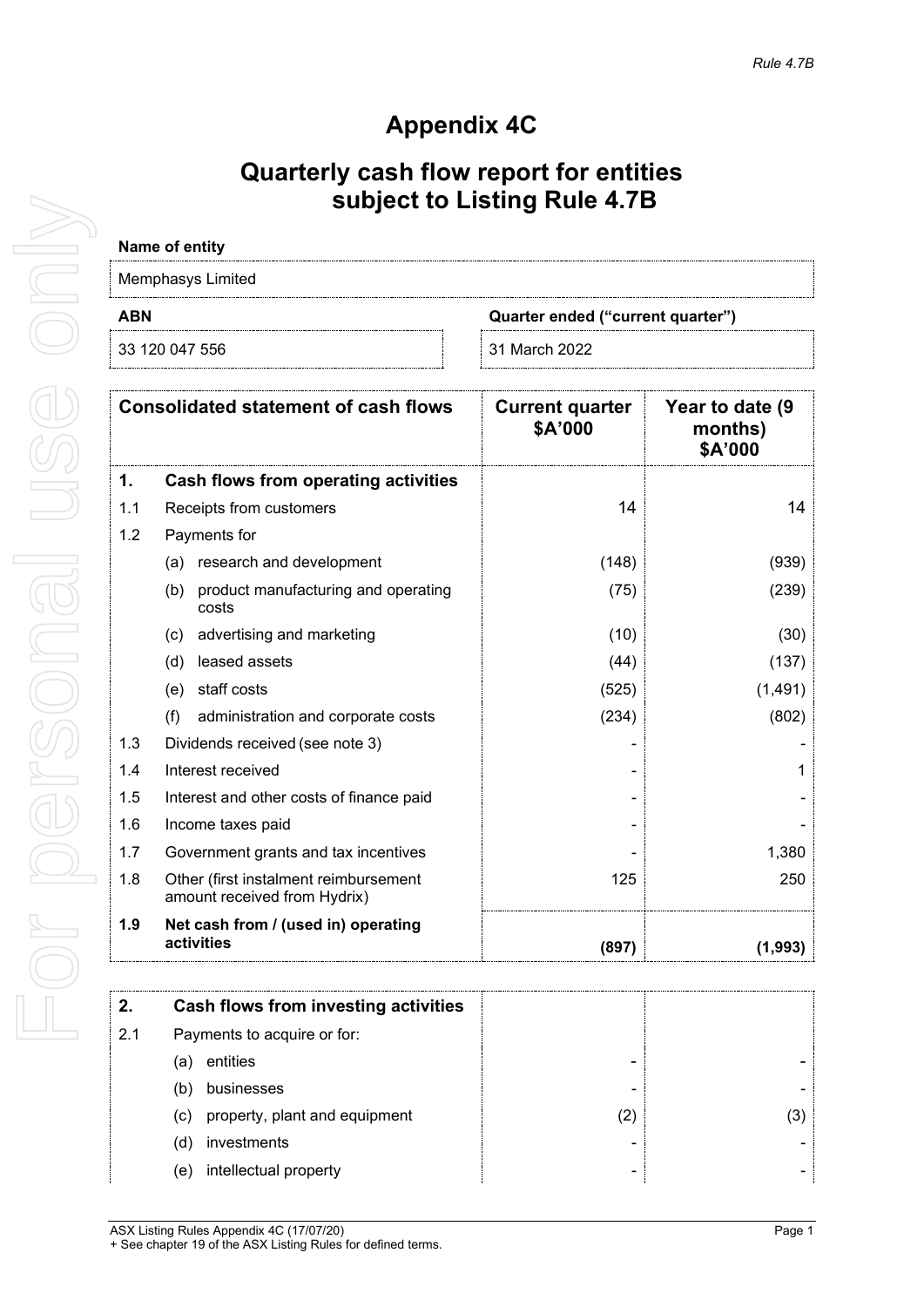Rule 4.7B

# Appendix 4C

## Quarterly cash flow report for entities subject to Listing Rule 4.7B

**Name of entity**

Memphasys Limited

| ABN | Quarter ended ("current quarter") |
|---|---|
| 33 120 047 556 | 31 March 2022 |

| | Consolidated statement of cash flows | Current quarter $A'000 | Year to date (9 months) $A'000 |
|---|---|---|---|
| **1.** | **Cash flows from operating activities** | | |
| 1.1 | Receipts from customers | 14 | 14 |
| 1.2 | Payments for | | |
| | (a) research and development | (148) | (939) |
| | (b) product manufacturing and operating costs | (75) | (239) |
| | (c) advertising and marketing | (10) | (30) |
| | (d) leased assets | (44) | (137) |
| | (e) staff costs | (525) | (1,491) |
| | (f) administration and corporate costs | (234) | (802) |
| 1.3 | Dividends received (see note 3) | - | - |
| 1.4 | Interest received | - | 1 |
| 1.5 | Interest and other costs of finance paid | - | - |
| 1.6 | Income taxes paid | - | - |
| 1.7 | Government grants and tax incentives | - | 1,380 |
| 1.8 | Other (first instalment reimbursement amount received from Hydrix) | 125 | 250 |
| **1.9** | **Net cash from / (used in) operating activities** | **(897)** | **(1,993)** |

| | | | |
|---|---|---|---|
| **2.** | **Cash flows from investing activities** | | |
| 2.1 | Payments to acquire or for: | | |
| | (a) entities | - | - |
| | (b) businesses | - | - |
| | (c) property, plant and equipment | (2) | (3) |
| | (d) investments | - | - |
| | (e) intellectual property | - | - |

ASX Listing Rules Appendix 4C (17/07/20)
+ See chapter 19 of the ASX Listing Rules for defined terms.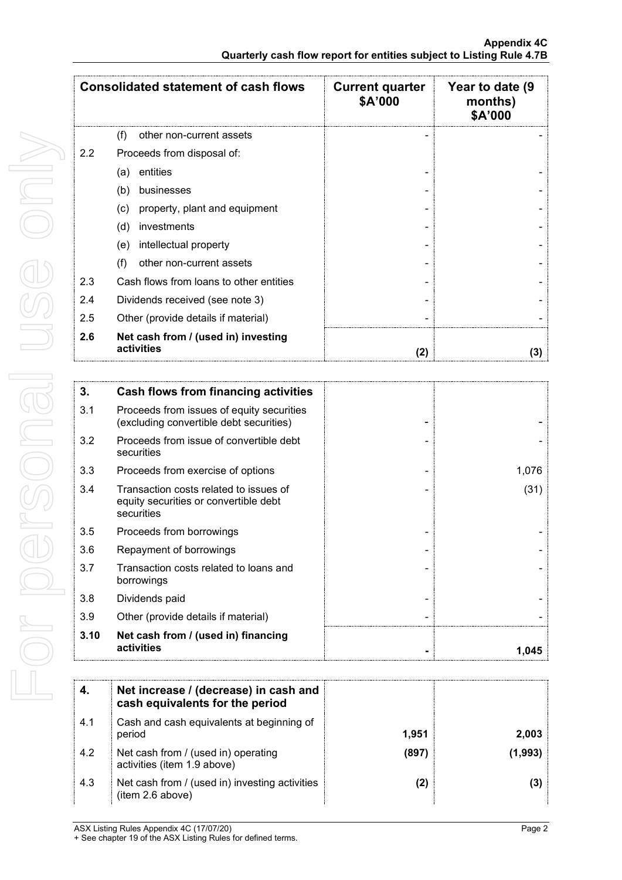| Consolidated statement of cash flows | | Current quarter $A'000 | Year to date (9 months) $A'000 |
|---|---|---|---|
| | (f) other non-current assets | - | - |
| 2.2 | Proceeds from disposal of: | | |
| | (a) entities | - | - |
| | (b) businesses | - | - |
| | (c) property, plant and equipment | - | - |
| | (d) investments | - | - |
| | (e) intellectual property | - | - |
| | (f) other non-current assets | - | - |
| 2.3 | Cash flows from loans to other entities | - | - |
| 2.4 | Dividends received (see note 3) | - | - |
| 2.5 | Other (provide details if material) | - | - |
| **2.6** | **Net cash from / (used in) investing activities** | **(2)** | **(3)** |

| **3.** | **Cash flows from financing activities** | | |
|---|---|---|---|
| 3.1 | Proceeds from issues of equity securities (excluding convertible debt securities) | - | - |
| 3.2 | Proceeds from issue of convertible debt securities | - | - |
| 3.3 | Proceeds from exercise of options | - | 1,076 |
| 3.4 | Transaction costs related to issues of equity securities or convertible debt securities | - | (31) |
| 3.5 | Proceeds from borrowings | - | - |
| 3.6 | Repayment of borrowings | - | - |
| 3.7 | Transaction costs related to loans and borrowings | - | - |
| 3.8 | Dividends paid | - | - |
| 3.9 | Other (provide details if material) | - | - |
| **3.10** | **Net cash from / (used in) financing activities** | **-** | **1,045** |

| **4.** | **Net increase / (decrease) in cash and cash equivalents for the period** | | |
|---|---|---|---|
| 4.1 | Cash and cash equivalents at beginning of period | **1,951** | **2,003** |
| 4.2 | Net cash from / (used in) operating activities (item 1.9 above) | **(897)** | **(1,993)** |
| 4.3 | Net cash from / (used in) investing activities (item 2.6 above) | **(2)** | **(3)** |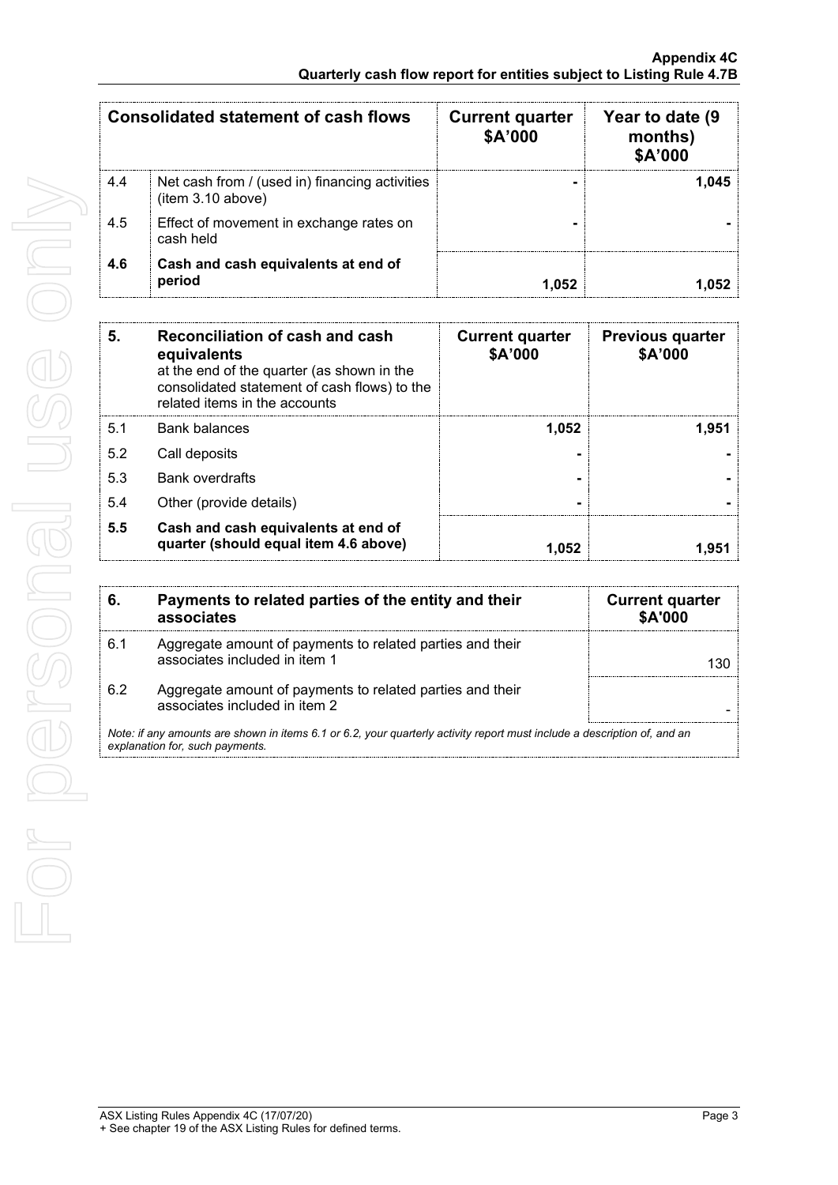| Consolidated statement of cash flows | | Current quarter $A'000 | Year to date (9 months) $A'000 |
|---|---|---|---|
| 4.4 | Net cash from / (used in) financing activities (item 3.10 above) | - | 1,045 |
| 4.5 | Effect of movement in exchange rates on cash held | - | - |
| **4.6** | **Cash and cash equivalents at end of period** | **1,052** | **1,052** |

| **5.** | **Reconciliation of cash and cash equivalents** at the end of the quarter (as shown in the consolidated statement of cash flows) to the related items in the accounts | **Current quarter $A'000** | **Previous quarter $A'000** |
|---|---|---|---|
| 5.1 | Bank balances | 1,052 | 1,951 |
| 5.2 | Call deposits | - | - |
| 5.3 | Bank overdrafts | - | - |
| 5.4 | Other (provide details) | - | - |
| **5.5** | **Cash and cash equivalents at end of quarter (should equal item 4.6 above)** | **1,052** | **1,951** |

| **6.** | **Payments to related parties of the entity and their associates** | **Current quarter $A'000** |
|---|---|---|
| 6.1 | Aggregate amount of payments to related parties and their associates included in item 1 | 130 |
| 6.2 | Aggregate amount of payments to related parties and their associates included in item 2 | - |

*Note: if any amounts are shown in items 6.1 or 6.2, your quarterly activity report must include a description of, and an explanation for, such payments.*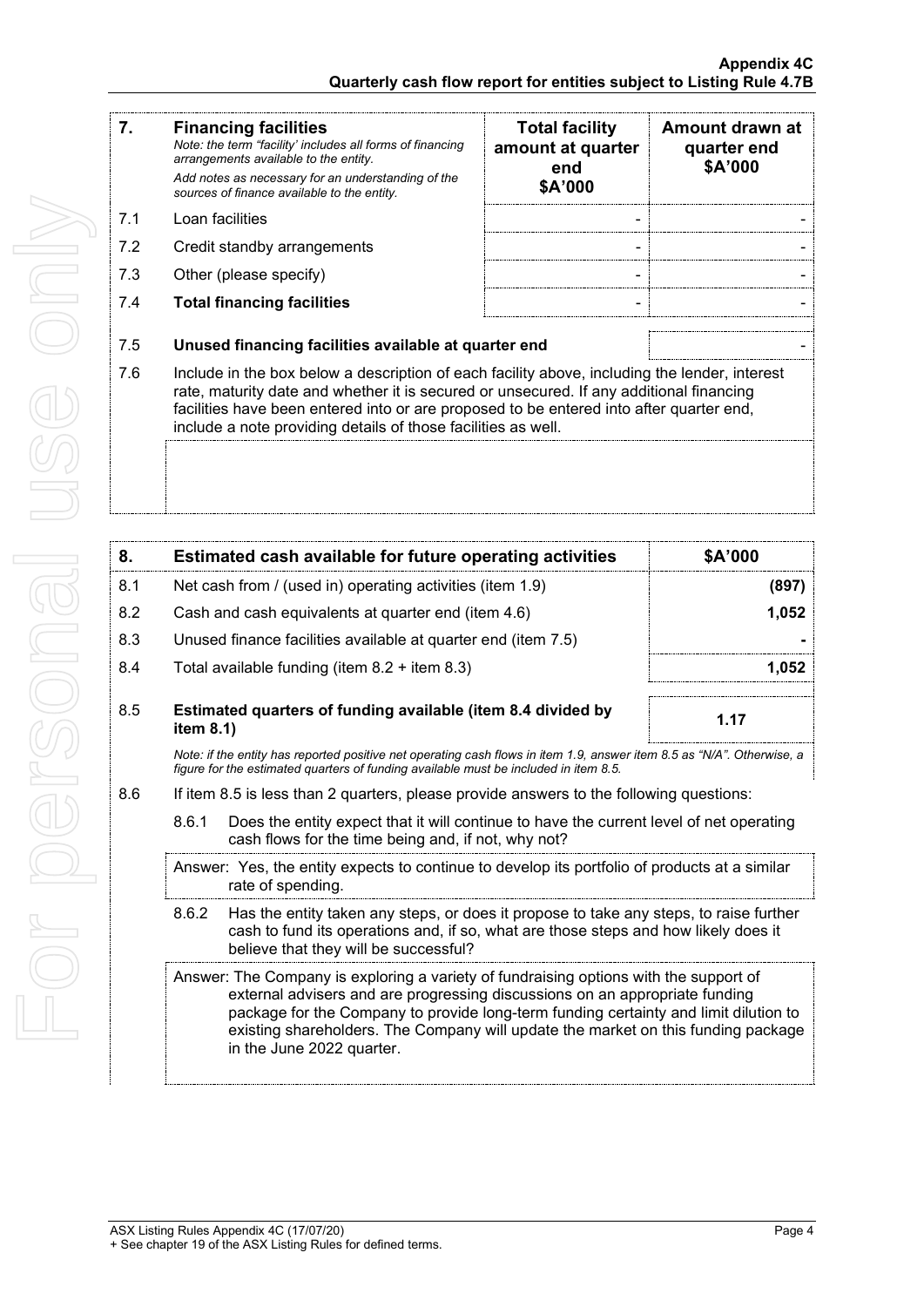| 7. | **Financing facilities**<br>*Note: the term "facility' includes all forms of financing arrangements available to the entity.*<br>*Add notes as necessary for an understanding of the sources of finance available to the entity.* | **Total facility amount at quarter end**<br>**$A'000** | **Amount drawn at quarter end**<br>**$A'000** |
|---|---|---|---|
| 7.1 | Loan facilities | - | - |
| 7.2 | Credit standby arrangements | - | - |
| 7.3 | Other (please specify) | - | - |
| 7.4 | **Total financing facilities** | - | - |

| | | |
|---|---|---|
| 7.5 | **Unused financing facilities available at quarter end** | - |

7.6 Include in the box below a description of each facility above, including the lender, interest rate, maturity date and whether it is secured or unsecured. If any additional financing facilities have been entered into or are proposed to be entered into after quarter end, include a note providing details of those facilities as well.

| 8. | **Estimated cash available for future operating activities** | **$A'000** |
|---|---|---|
| 8.1 | Net cash from / (used in) operating activities (item 1.9) | **(897)** |
| 8.2 | Cash and cash equivalents at quarter end (item 4.6) | **1,052** |
| 8.3 | Unused finance facilities available at quarter end (item 7.5) | **-** |
| 8.4 | Total available funding (item 8.2 + item 8.3) | **1,052** |
| 8.5 | **Estimated quarters of funding available (item 8.4 divided by item 8.1)** | **1.17** |

*Note: if the entity has reported positive net operating cash flows in item 1.9, answer item 8.5 as "N/A". Otherwise, a figure for the estimated quarters of funding available must be included in item 8.5.*

8.6 If item 8.5 is less than 2 quarters, please provide answers to the following questions:

8.6.1 Does the entity expect that it will continue to have the current level of net operating cash flows for the time being and, if not, why not?

Answer: Yes, the entity expects to continue to develop its portfolio of products at a similar rate of spending.

8.6.2 Has the entity taken any steps, or does it propose to take any steps, to raise further cash to fund its operations and, if so, what are those steps and how likely does it believe that they will be successful?

Answer: The Company is exploring a variety of fundraising options with the support of external advisers and are progressing discussions on an appropriate funding package for the Company to provide long-term funding certainty and limit dilution to existing shareholders. The Company will update the market on this funding package in the June 2022 quarter.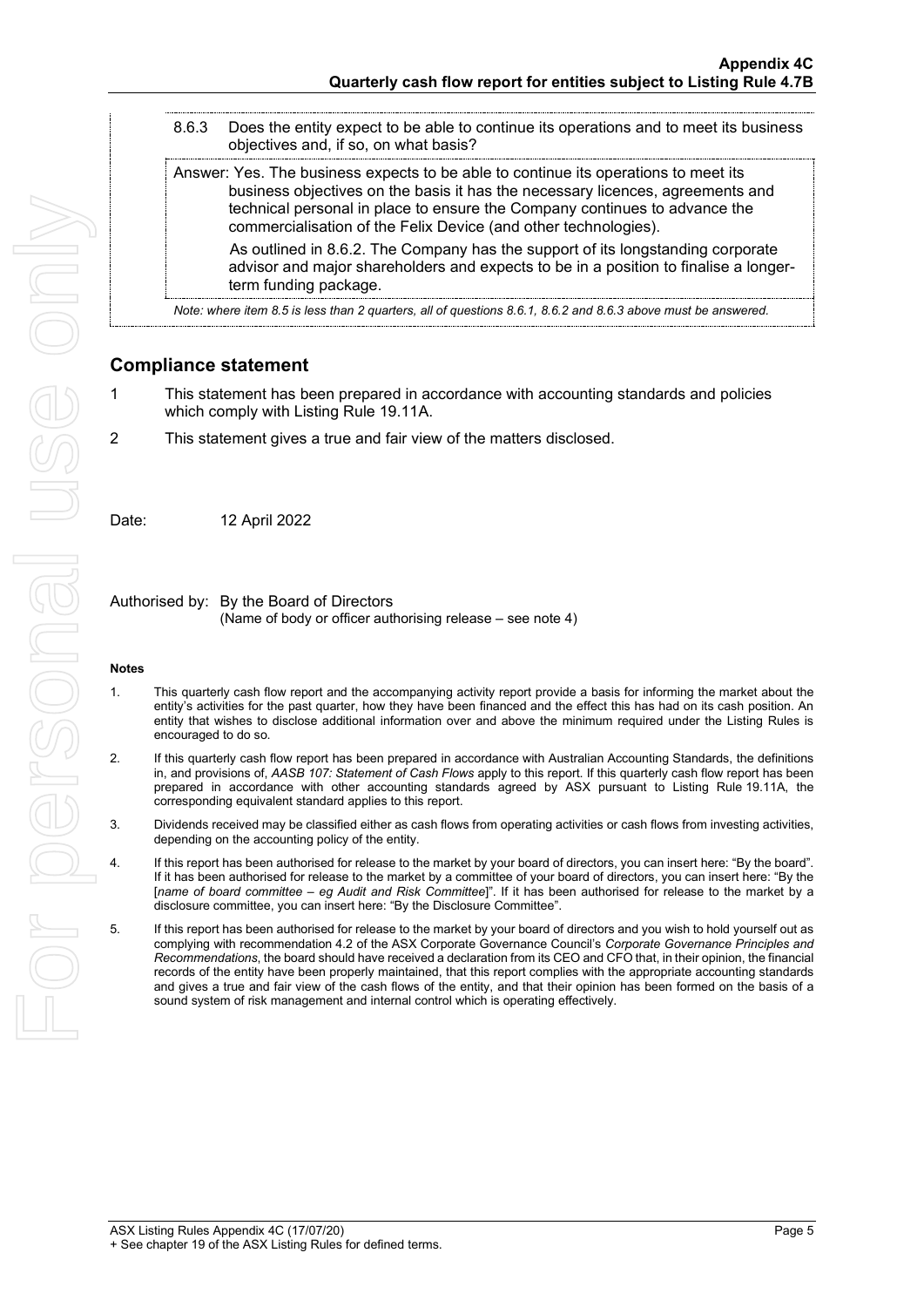8.6.3 Does the entity expect to be able to continue its operations and to meet its business objectives and, if so, on what basis?

Answer: Yes. The business expects to be able to continue its operations to meet its business objectives on the basis it has the necessary licences, agreements and technical personal in place to ensure the Company continues to advance the commercialisation of the Felix Device (and other technologies).

As outlined in 8.6.2. The Company has the support of its longstanding corporate advisor and major shareholders and expects to be in a position to finalise a longer-term funding package.

*Note: where item 8.5 is less than 2 quarters, all of questions 8.6.1, 8.6.2 and 8.6.3 above must be answered.*

## Compliance statement

1 This statement has been prepared in accordance with accounting standards and policies which comply with Listing Rule 19.11A.

2 This statement gives a true and fair view of the matters disclosed.

Date: 12 April 2022

Authorised by: By the Board of Directors
(Name of body or officer authorising release – see note 4)

**Notes**

1. This quarterly cash flow report and the accompanying activity report provide a basis for informing the market about the entity's activities for the past quarter, how they have been financed and the effect this has had on its cash position. An entity that wishes to disclose additional information over and above the minimum required under the Listing Rules is encouraged to do so.
2. If this quarterly cash flow report has been prepared in accordance with Australian Accounting Standards, the definitions in, and provisions of, *AASB 107: Statement of Cash Flows* apply to this report. If this quarterly cash flow report has been prepared in accordance with other accounting standards agreed by ASX pursuant to Listing Rule 19.11A, the corresponding equivalent standard applies to this report.
3. Dividends received may be classified either as cash flows from operating activities or cash flows from investing activities, depending on the accounting policy of the entity.
4. If this report has been authorised for release to the market by your board of directors, you can insert here: "By the board". If it has been authorised for release to the market by a committee of your board of directors, you can insert here: "By the [*name of board committee – eg Audit and Risk Committee*]". If it has been authorised for release to the market by a disclosure committee, you can insert here: "By the Disclosure Committee".
5. If this report has been authorised for release to the market by your board of directors and you wish to hold yourself out as complying with recommendation 4.2 of the ASX Corporate Governance Council's *Corporate Governance Principles and Recommendations*, the board should have received a declaration from its CEO and CFO that, in their opinion, the financial records of the entity have been properly maintained, that this report complies with the appropriate accounting standards and gives a true and fair view of the cash flows of the entity, and that their opinion has been formed on the basis of a sound system of risk management and internal control which is operating effectively.